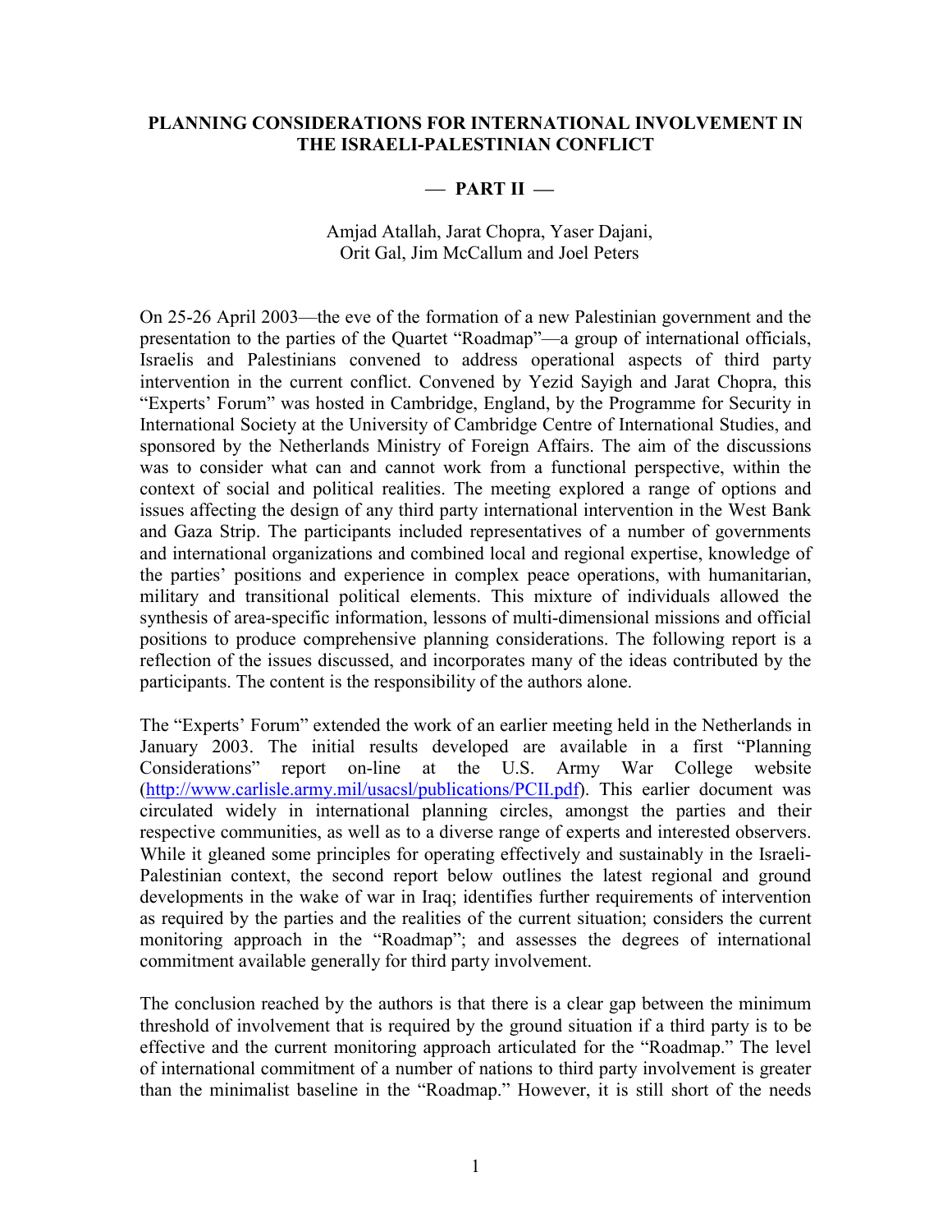# PLANNING CONSIDERATIONS FOR INTERNATIONAL INVOLVEMENT IN THE ISRAELI-PALESTINIAN CONFLICT

## — PART II —

Amjad Atallah, Jarat Chopra, Yaser Dajani,
Orit Gal, Jim McCallum and Joel Peters

On 25-26 April 2003—the eve of the formation of a new Palestinian government and the presentation to the parties of the Quartet "Roadmap"—a group of international officials, Israelis and Palestinians convened to address operational aspects of third party intervention in the current conflict. Convened by Yezid Sayigh and Jarat Chopra, this "Experts' Forum" was hosted in Cambridge, England, by the Programme for Security in International Society at the University of Cambridge Centre of International Studies, and sponsored by the Netherlands Ministry of Foreign Affairs. The aim of the discussions was to consider what can and cannot work from a functional perspective, within the context of social and political realities. The meeting explored a range of options and issues affecting the design of any third party international intervention in the West Bank and Gaza Strip. The participants included representatives of a number of governments and international organizations and combined local and regional expertise, knowledge of the parties' positions and experience in complex peace operations, with humanitarian, military and transitional political elements. This mixture of individuals allowed the synthesis of area-specific information, lessons of multi-dimensional missions and official positions to produce comprehensive planning considerations. The following report is a reflection of the issues discussed, and incorporates many of the ideas contributed by the participants. The content is the responsibility of the authors alone.

The "Experts' Forum" extended the work of an earlier meeting held in the Netherlands in January 2003. The initial results developed are available in a first "Planning Considerations" report on-line at the U.S. Army War College website (http://www.carlisle.army.mil/usacsl/publications/PCII.pdf). This earlier document was circulated widely in international planning circles, amongst the parties and their respective communities, as well as to a diverse range of experts and interested observers. While it gleaned some principles for operating effectively and sustainably in the Israeli-Palestinian context, the second report below outlines the latest regional and ground developments in the wake of war in Iraq; identifies further requirements of intervention as required by the parties and the realities of the current situation; considers the current monitoring approach in the "Roadmap"; and assesses the degrees of international commitment available generally for third party involvement.

The conclusion reached by the authors is that there is a clear gap between the minimum threshold of involvement that is required by the ground situation if a third party is to be effective and the current monitoring approach articulated for the "Roadmap." The level of international commitment of a number of nations to third party involvement is greater than the minimalist baseline in the "Roadmap." However, it is still short of the needs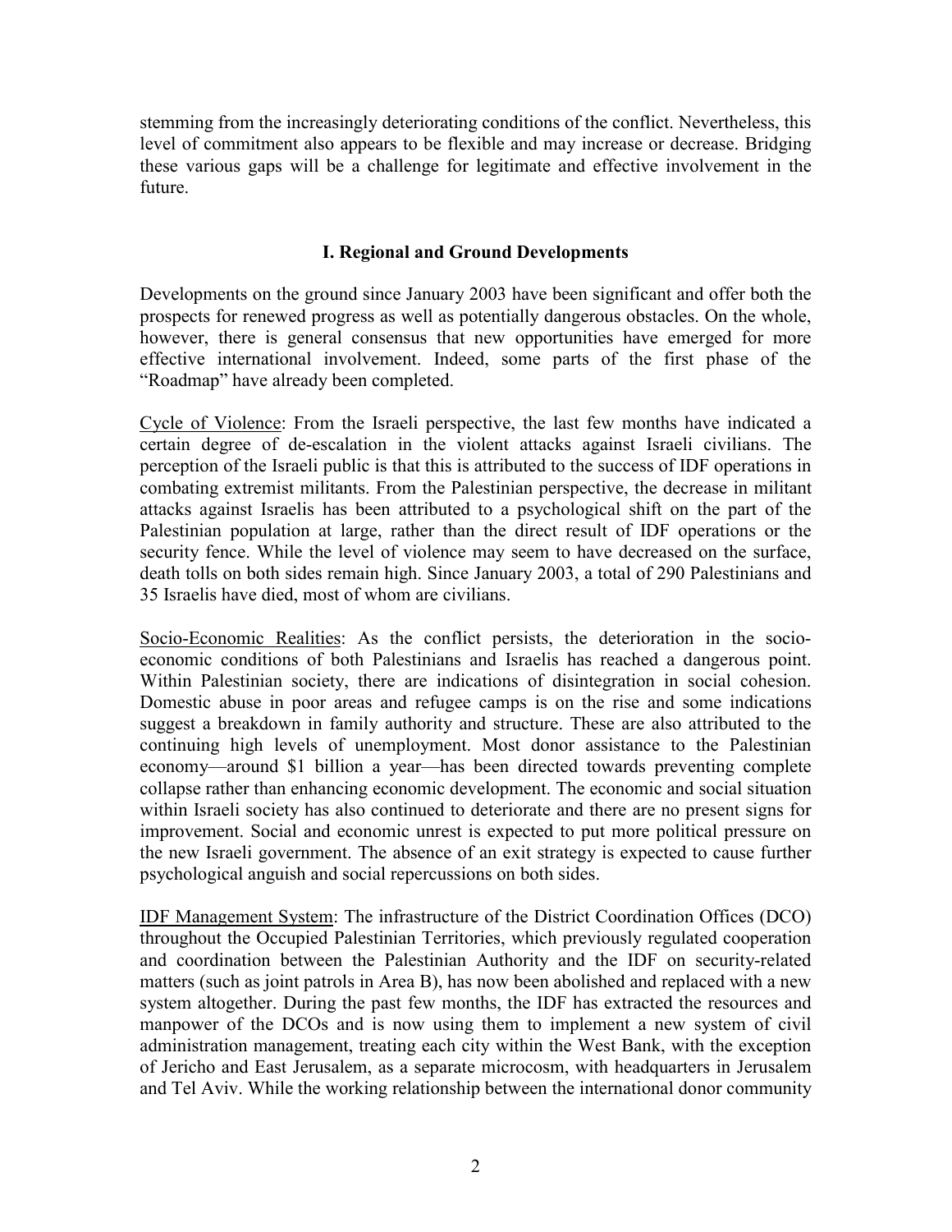stemming from the increasingly deteriorating conditions of the conflict. Nevertheless, this level of commitment also appears to be flexible and may increase or decrease. Bridging these various gaps will be a challenge for legitimate and effective involvement in the future.

## I. Regional and Ground Developments

Developments on the ground since January 2003 have been significant and offer both the prospects for renewed progress as well as potentially dangerous obstacles. On the whole, however, there is general consensus that new opportunities have emerged for more effective international involvement. Indeed, some parts of the first phase of the "Roadmap" have already been completed.

Cycle of Violence: From the Israeli perspective, the last few months have indicated a certain degree of de-escalation in the violent attacks against Israeli civilians. The perception of the Israeli public is that this is attributed to the success of IDF operations in combating extremist militants. From the Palestinian perspective, the decrease in militant attacks against Israelis has been attributed to a psychological shift on the part of the Palestinian population at large, rather than the direct result of IDF operations or the security fence. While the level of violence may seem to have decreased on the surface, death tolls on both sides remain high. Since January 2003, a total of 290 Palestinians and 35 Israelis have died, most of whom are civilians.

Socio-Economic Realities: As the conflict persists, the deterioration in the socio-economic conditions of both Palestinians and Israelis has reached a dangerous point. Within Palestinian society, there are indications of disintegration in social cohesion. Domestic abuse in poor areas and refugee camps is on the rise and some indications suggest a breakdown in family authority and structure. These are also attributed to the continuing high levels of unemployment. Most donor assistance to the Palestinian economy—around $1 billion a year—has been directed towards preventing complete collapse rather than enhancing economic development. The economic and social situation within Israeli society has also continued to deteriorate and there are no present signs for improvement. Social and economic unrest is expected to put more political pressure on the new Israeli government. The absence of an exit strategy is expected to cause further psychological anguish and social repercussions on both sides.

IDF Management System: The infrastructure of the District Coordination Offices (DCO) throughout the Occupied Palestinian Territories, which previously regulated cooperation and coordination between the Palestinian Authority and the IDF on security-related matters (such as joint patrols in Area B), has now been abolished and replaced with a new system altogether. During the past few months, the IDF has extracted the resources and manpower of the DCOs and is now using them to implement a new system of civil administration management, treating each city within the West Bank, with the exception of Jericho and East Jerusalem, as a separate microcosm, with headquarters in Jerusalem and Tel Aviv. While the working relationship between the international donor community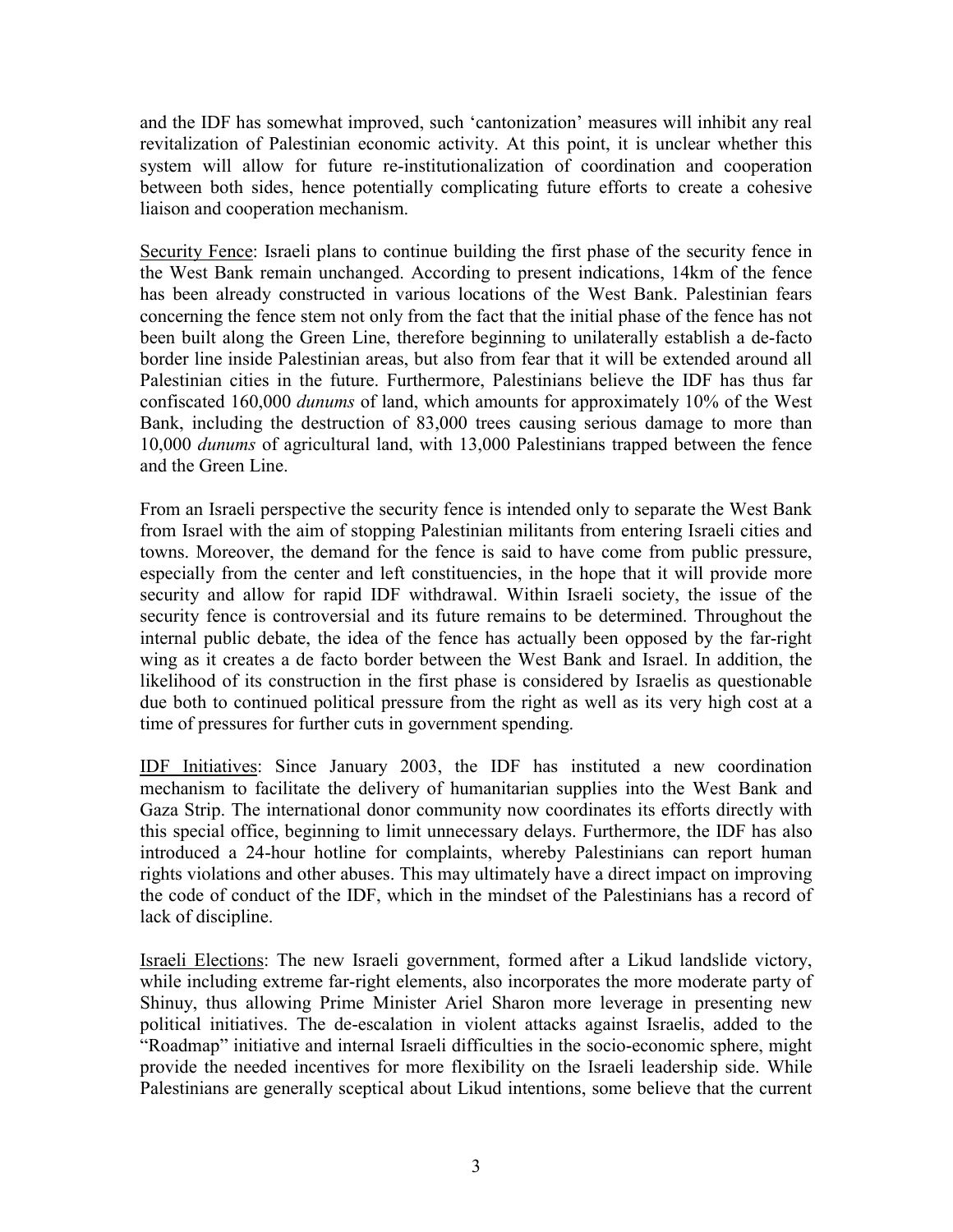and the IDF has somewhat improved, such 'cantonization' measures will inhibit any real revitalization of Palestinian economic activity. At this point, it is unclear whether this system will allow for future re-institutionalization of coordination and cooperation between both sides, hence potentially complicating future efforts to create a cohesive liaison and cooperation mechanism.

<u>Security Fence</u>: Israeli plans to continue building the first phase of the security fence in the West Bank remain unchanged. According to present indications, 14km of the fence has been already constructed in various locations of the West Bank. Palestinian fears concerning the fence stem not only from the fact that the initial phase of the fence has not been built along the Green Line, therefore beginning to unilaterally establish a de-facto border line inside Palestinian areas, but also from fear that it will be extended around all Palestinian cities in the future. Furthermore, Palestinians believe the IDF has thus far confiscated 160,000 *dunums* of land, which amounts for approximately 10% of the West Bank, including the destruction of 83,000 trees causing serious damage to more than 10,000 *dunums* of agricultural land, with 13,000 Palestinians trapped between the fence and the Green Line.

From an Israeli perspective the security fence is intended only to separate the West Bank from Israel with the aim of stopping Palestinian militants from entering Israeli cities and towns. Moreover, the demand for the fence is said to have come from public pressure, especially from the center and left constituencies, in the hope that it will provide more security and allow for rapid IDF withdrawal. Within Israeli society, the issue of the security fence is controversial and its future remains to be determined. Throughout the internal public debate, the idea of the fence has actually been opposed by the far-right wing as it creates a de facto border between the West Bank and Israel. In addition, the likelihood of its construction in the first phase is considered by Israelis as questionable due both to continued political pressure from the right as well as its very high cost at a time of pressures for further cuts in government spending.

<u>IDF Initiatives</u>: Since January 2003, the IDF has instituted a new coordination mechanism to facilitate the delivery of humanitarian supplies into the West Bank and Gaza Strip. The international donor community now coordinates its efforts directly with this special office, beginning to limit unnecessary delays. Furthermore, the IDF has also introduced a 24-hour hotline for complaints, whereby Palestinians can report human rights violations and other abuses. This may ultimately have a direct impact on improving the code of conduct of the IDF, which in the mindset of the Palestinians has a record of lack of discipline.

<u>Israeli Elections</u>: The new Israeli government, formed after a Likud landslide victory, while including extreme far-right elements, also incorporates the more moderate party of Shinuy, thus allowing Prime Minister Ariel Sharon more leverage in presenting new political initiatives. The de-escalation in violent attacks against Israelis, added to the "Roadmap" initiative and internal Israeli difficulties in the socio-economic sphere, might provide the needed incentives for more flexibility on the Israeli leadership side. While Palestinians are generally sceptical about Likud intentions, some believe that the current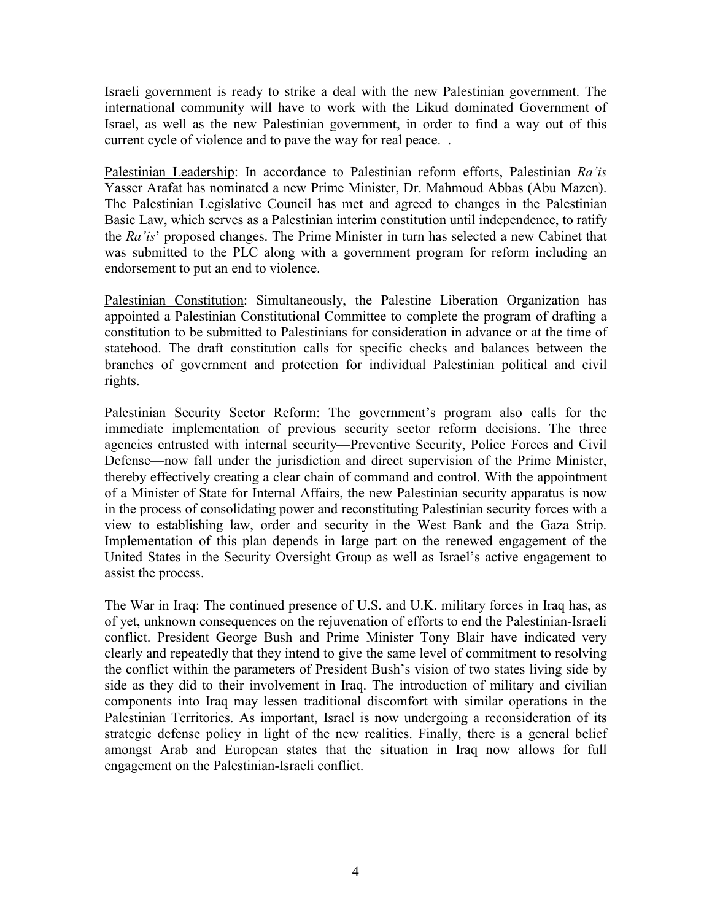Israeli government is ready to strike a deal with the new Palestinian government. The international community will have to work with the Likud dominated Government of Israel, as well as the new Palestinian government, in order to find a way out of this current cycle of violence and to pave the way for real peace. .

<u>Palestinian Leadership</u>: In accordance to Palestinian reform efforts, Palestinian *Ra'is* Yasser Arafat has nominated a new Prime Minister, Dr. Mahmoud Abbas (Abu Mazen). The Palestinian Legislative Council has met and agreed to changes in the Palestinian Basic Law, which serves as a Palestinian interim constitution until independence, to ratify the *Ra'is*' proposed changes. The Prime Minister in turn has selected a new Cabinet that was submitted to the PLC along with a government program for reform including an endorsement to put an end to violence.

<u>Palestinian Constitution</u>: Simultaneously, the Palestine Liberation Organization has appointed a Palestinian Constitutional Committee to complete the program of drafting a constitution to be submitted to Palestinians for consideration in advance or at the time of statehood. The draft constitution calls for specific checks and balances between the branches of government and protection for individual Palestinian political and civil rights.

<u>Palestinian Security Sector Reform</u>: The government's program also calls for the immediate implementation of previous security sector reform decisions. The three agencies entrusted with internal security—Preventive Security, Police Forces and Civil Defense—now fall under the jurisdiction and direct supervision of the Prime Minister, thereby effectively creating a clear chain of command and control. With the appointment of a Minister of State for Internal Affairs, the new Palestinian security apparatus is now in the process of consolidating power and reconstituting Palestinian security forces with a view to establishing law, order and security in the West Bank and the Gaza Strip. Implementation of this plan depends in large part on the renewed engagement of the United States in the Security Oversight Group as well as Israel's active engagement to assist the process.

<u>The War in Iraq</u>: The continued presence of U.S. and U.K. military forces in Iraq has, as of yet, unknown consequences on the rejuvenation of efforts to end the Palestinian-Israeli conflict. President George Bush and Prime Minister Tony Blair have indicated very clearly and repeatedly that they intend to give the same level of commitment to resolving the conflict within the parameters of President Bush's vision of two states living side by side as they did to their involvement in Iraq. The introduction of military and civilian components into Iraq may lessen traditional discomfort with similar operations in the Palestinian Territories. As important, Israel is now undergoing a reconsideration of its strategic defense policy in light of the new realities. Finally, there is a general belief amongst Arab and European states that the situation in Iraq now allows for full engagement on the Palestinian-Israeli conflict.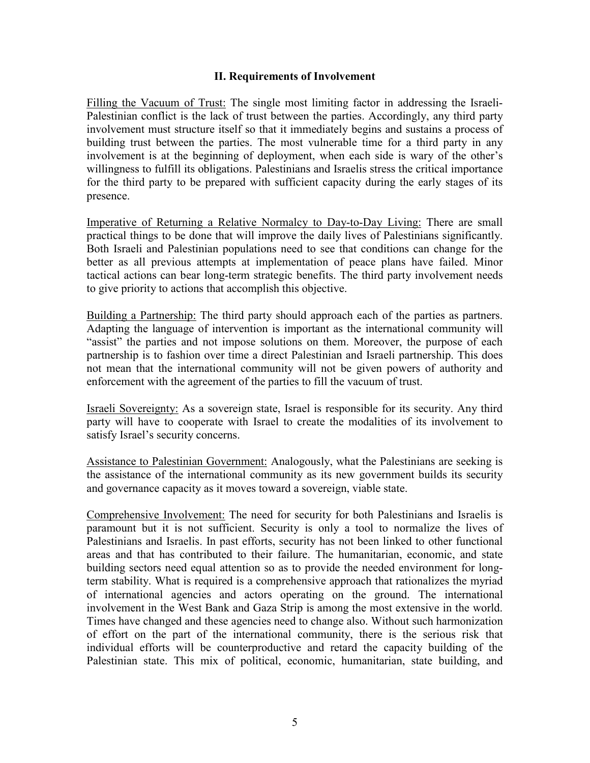## II. Requirements of Involvement

Filling the Vacuum of Trust: The single most limiting factor in addressing the Israeli-Palestinian conflict is the lack of trust between the parties. Accordingly, any third party involvement must structure itself so that it immediately begins and sustains a process of building trust between the parties. The most vulnerable time for a third party in any involvement is at the beginning of deployment, when each side is wary of the other's willingness to fulfill its obligations. Palestinians and Israelis stress the critical importance for the third party to be prepared with sufficient capacity during the early stages of its presence.

Imperative of Returning a Relative Normalcy to Day-to-Day Living: There are small practical things to be done that will improve the daily lives of Palestinians significantly. Both Israeli and Palestinian populations need to see that conditions can change for the better as all previous attempts at implementation of peace plans have failed. Minor tactical actions can bear long-term strategic benefits. The third party involvement needs to give priority to actions that accomplish this objective.

Building a Partnership: The third party should approach each of the parties as partners. Adapting the language of intervention is important as the international community will "assist" the parties and not impose solutions on them. Moreover, the purpose of each partnership is to fashion over time a direct Palestinian and Israeli partnership. This does not mean that the international community will not be given powers of authority and enforcement with the agreement of the parties to fill the vacuum of trust.

Israeli Sovereignty: As a sovereign state, Israel is responsible for its security. Any third party will have to cooperate with Israel to create the modalities of its involvement to satisfy Israel's security concerns.

Assistance to Palestinian Government: Analogously, what the Palestinians are seeking is the assistance of the international community as its new government builds its security and governance capacity as it moves toward a sovereign, viable state.

Comprehensive Involvement: The need for security for both Palestinians and Israelis is paramount but it is not sufficient. Security is only a tool to normalize the lives of Palestinians and Israelis. In past efforts, security has not been linked to other functional areas and that has contributed to their failure. The humanitarian, economic, and state building sectors need equal attention so as to provide the needed environment for long-term stability. What is required is a comprehensive approach that rationalizes the myriad of international agencies and actors operating on the ground. The international involvement in the West Bank and Gaza Strip is among the most extensive in the world. Times have changed and these agencies need to change also. Without such harmonization of effort on the part of the international community, there is the serious risk that individual efforts will be counterproductive and retard the capacity building of the Palestinian state. This mix of political, economic, humanitarian, state building, and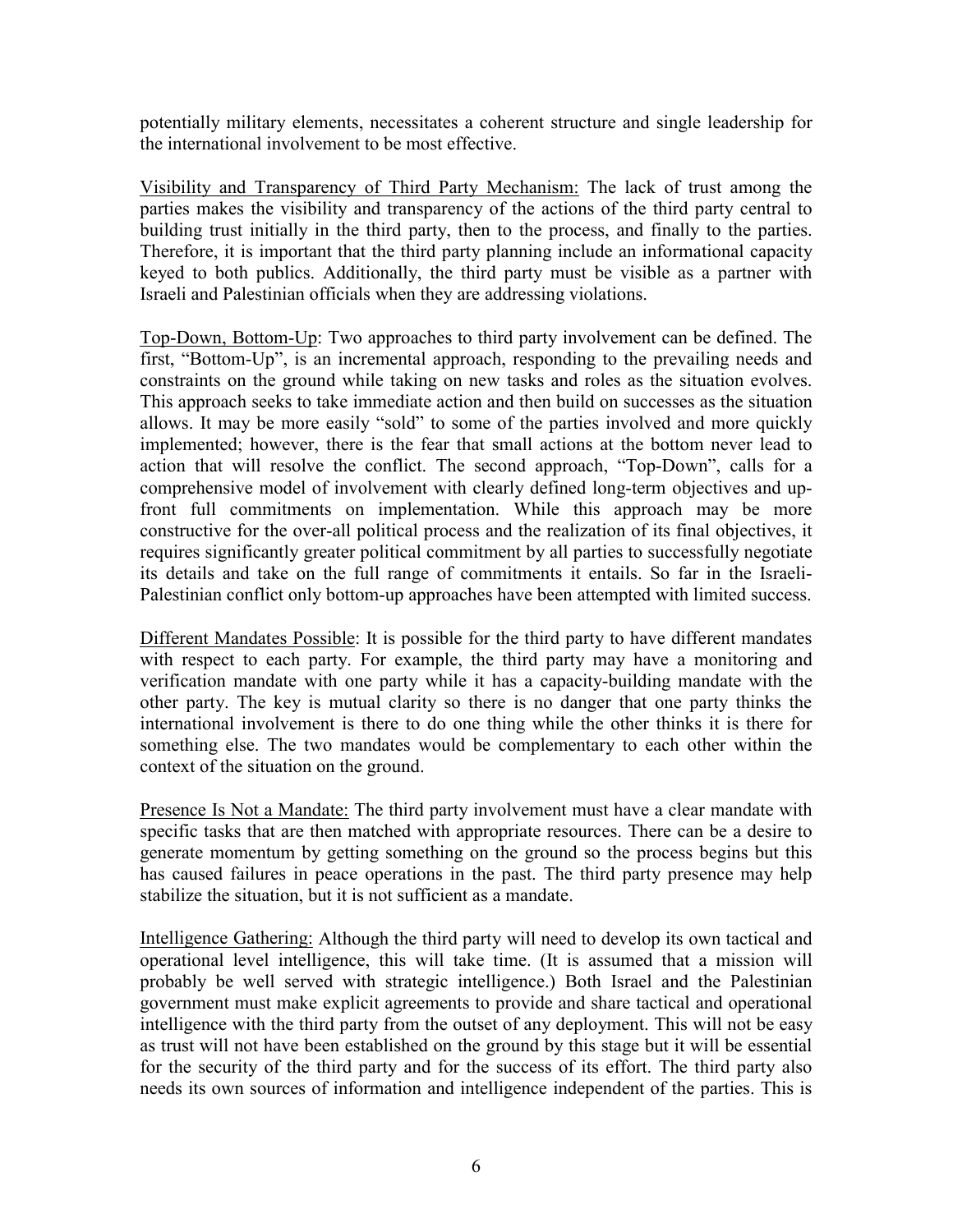potentially military elements, necessitates a coherent structure and single leadership for the international involvement to be most effective.

<u>Visibility and Transparency of Third Party Mechanism:</u> The lack of trust among the parties makes the visibility and transparency of the actions of the third party central to building trust initially in the third party, then to the process, and finally to the parties. Therefore, it is important that the third party planning include an informational capacity keyed to both publics. Additionally, the third party must be visible as a partner with Israeli and Palestinian officials when they are addressing violations.

<u>Top-Down, Bottom-Up</u>: Two approaches to third party involvement can be defined. The first, "Bottom-Up", is an incremental approach, responding to the prevailing needs and constraints on the ground while taking on new tasks and roles as the situation evolves. This approach seeks to take immediate action and then build on successes as the situation allows. It may be more easily "sold" to some of the parties involved and more quickly implemented; however, there is the fear that small actions at the bottom never lead to action that will resolve the conflict. The second approach, "Top-Down", calls for a comprehensive model of involvement with clearly defined long-term objectives and up-front full commitments on implementation. While this approach may be more constructive for the over-all political process and the realization of its final objectives, it requires significantly greater political commitment by all parties to successfully negotiate its details and take on the full range of commitments it entails. So far in the Israeli-Palestinian conflict only bottom-up approaches have been attempted with limited success.

<u>Different Mandates Possible</u>: It is possible for the third party to have different mandates with respect to each party. For example, the third party may have a monitoring and verification mandate with one party while it has a capacity-building mandate with the other party. The key is mutual clarity so there is no danger that one party thinks the international involvement is there to do one thing while the other thinks it is there for something else. The two mandates would be complementary to each other within the context of the situation on the ground.

<u>Presence Is Not a Mandate:</u> The third party involvement must have a clear mandate with specific tasks that are then matched with appropriate resources. There can be a desire to generate momentum by getting something on the ground so the process begins but this has caused failures in peace operations in the past. The third party presence may help stabilize the situation, but it is not sufficient as a mandate.

<u>Intelligence Gathering:</u> Although the third party will need to develop its own tactical and operational level intelligence, this will take time. (It is assumed that a mission will probably be well served with strategic intelligence.) Both Israel and the Palestinian government must make explicit agreements to provide and share tactical and operational intelligence with the third party from the outset of any deployment. This will not be easy as trust will not have been established on the ground by this stage but it will be essential for the security of the third party and for the success of its effort. The third party also needs its own sources of information and intelligence independent of the parties. This is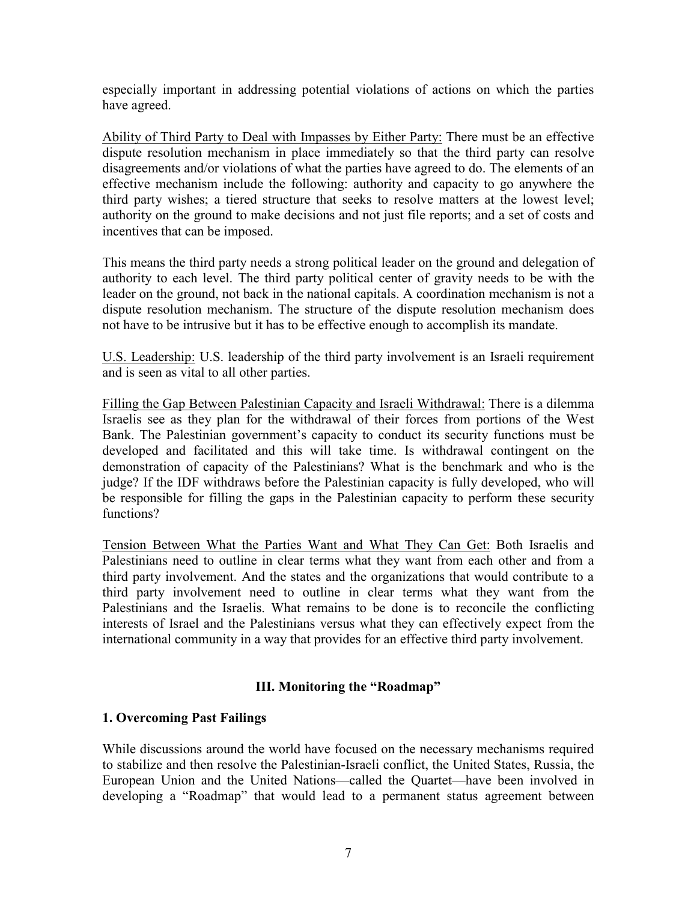especially important in addressing potential violations of actions on which the parties have agreed.

<u>Ability of Third Party to Deal with Impasses by Either Party:</u> There must be an effective dispute resolution mechanism in place immediately so that the third party can resolve disagreements and/or violations of what the parties have agreed to do. The elements of an effective mechanism include the following: authority and capacity to go anywhere the third party wishes; a tiered structure that seeks to resolve matters at the lowest level; authority on the ground to make decisions and not just file reports; and a set of costs and incentives that can be imposed.

This means the third party needs a strong political leader on the ground and delegation of authority to each level. The third party political center of gravity needs to be with the leader on the ground, not back in the national capitals. A coordination mechanism is not a dispute resolution mechanism. The structure of the dispute resolution mechanism does not have to be intrusive but it has to be effective enough to accomplish its mandate.

<u>U.S. Leadership:</u> U.S. leadership of the third party involvement is an Israeli requirement and is seen as vital to all other parties.

<u>Filling the Gap Between Palestinian Capacity and Israeli Withdrawal:</u> There is a dilemma Israelis see as they plan for the withdrawal of their forces from portions of the West Bank. The Palestinian government's capacity to conduct its security functions must be developed and facilitated and this will take time. Is withdrawal contingent on the demonstration of capacity of the Palestinians? What is the benchmark and who is the judge? If the IDF withdraws before the Palestinian capacity is fully developed, who will be responsible for filling the gaps in the Palestinian capacity to perform these security functions?

<u>Tension Between What the Parties Want and What They Can Get:</u> Both Israelis and Palestinians need to outline in clear terms what they want from each other and from a third party involvement. And the states and the organizations that would contribute to a third party involvement need to outline in clear terms what they want from the Palestinians and the Israelis. What remains to be done is to reconcile the conflicting interests of Israel and the Palestinians versus what they can effectively expect from the international community in a way that provides for an effective third party involvement.

## III. Monitoring the "Roadmap"

### 1. Overcoming Past Failings

While discussions around the world have focused on the necessary mechanisms required to stabilize and then resolve the Palestinian-Israeli conflict, the United States, Russia, the European Union and the United Nations—called the Quartet—have been involved in developing a "Roadmap" that would lead to a permanent status agreement between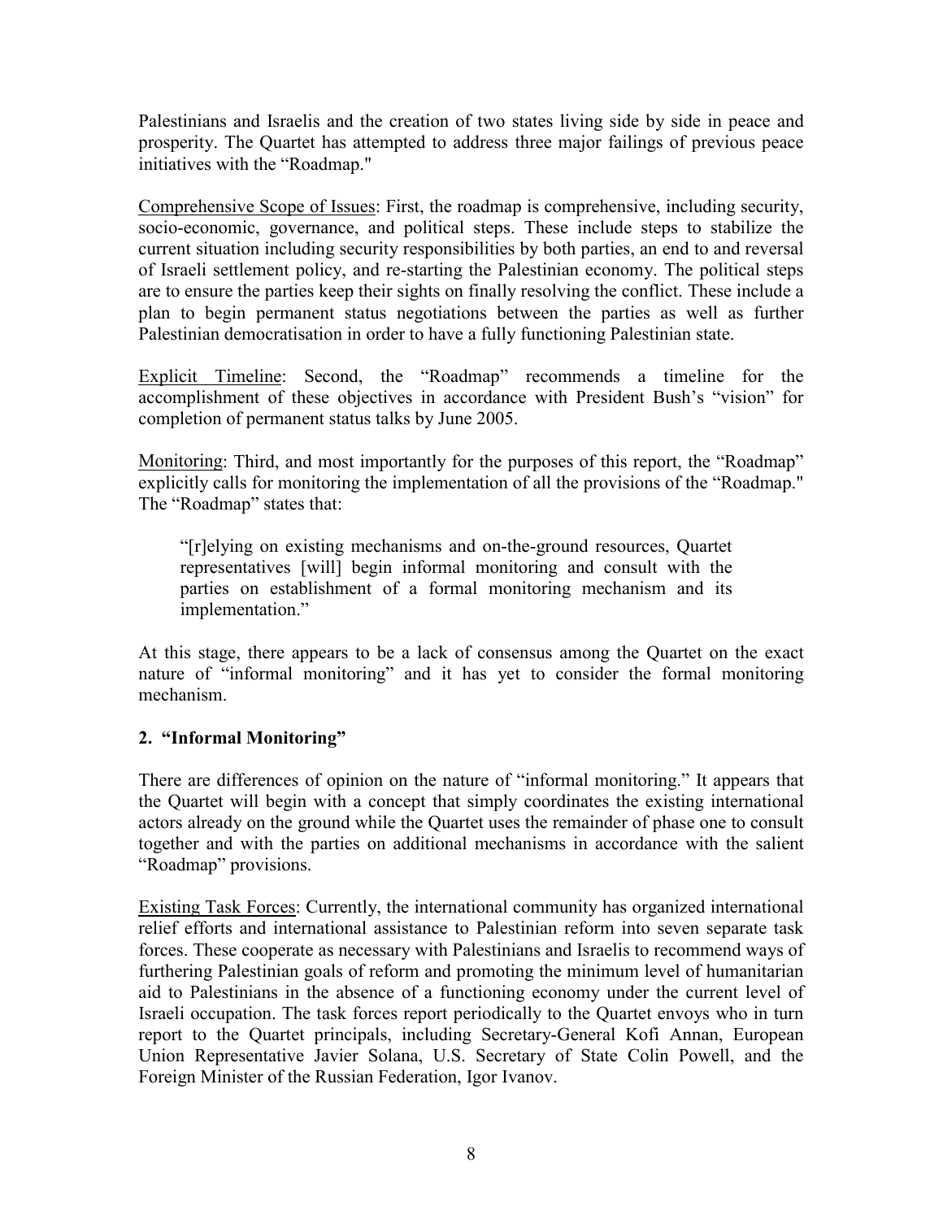Palestinians and Israelis and the creation of two states living side by side in peace and prosperity. The Quartet has attempted to address three major failings of previous peace initiatives with the "Roadmap."

Comprehensive Scope of Issues: First, the roadmap is comprehensive, including security, socio-economic, governance, and political steps. These include steps to stabilize the current situation including security responsibilities by both parties, an end to and reversal of Israeli settlement policy, and re-starting the Palestinian economy. The political steps are to ensure the parties keep their sights on finally resolving the conflict. These include a plan to begin permanent status negotiations between the parties as well as further Palestinian democratisation in order to have a fully functioning Palestinian state.

Explicit Timeline: Second, the "Roadmap" recommends a timeline for the accomplishment of these objectives in accordance with President Bush's "vision" for completion of permanent status talks by June 2005.

Monitoring: Third, and most importantly for the purposes of this report, the "Roadmap" explicitly calls for monitoring the implementation of all the provisions of the "Roadmap." The "Roadmap" states that:

> "[r]elying on existing mechanisms and on-the-ground resources, Quartet representatives [will] begin informal monitoring and consult with the parties on establishment of a formal monitoring mechanism and its implementation."

At this stage, there appears to be a lack of consensus among the Quartet on the exact nature of "informal monitoring" and it has yet to consider the formal monitoring mechanism.

## 2. "Informal Monitoring"

There are differences of opinion on the nature of "informal monitoring." It appears that the Quartet will begin with a concept that simply coordinates the existing international actors already on the ground while the Quartet uses the remainder of phase one to consult together and with the parties on additional mechanisms in accordance with the salient "Roadmap" provisions.

Existing Task Forces: Currently, the international community has organized international relief efforts and international assistance to Palestinian reform into seven separate task forces. These cooperate as necessary with Palestinians and Israelis to recommend ways of furthering Palestinian goals of reform and promoting the minimum level of humanitarian aid to Palestinians in the absence of a functioning economy under the current level of Israeli occupation. The task forces report periodically to the Quartet envoys who in turn report to the Quartet principals, including Secretary-General Kofi Annan, European Union Representative Javier Solana, U.S. Secretary of State Colin Powell, and the Foreign Minister of the Russian Federation, Igor Ivanov.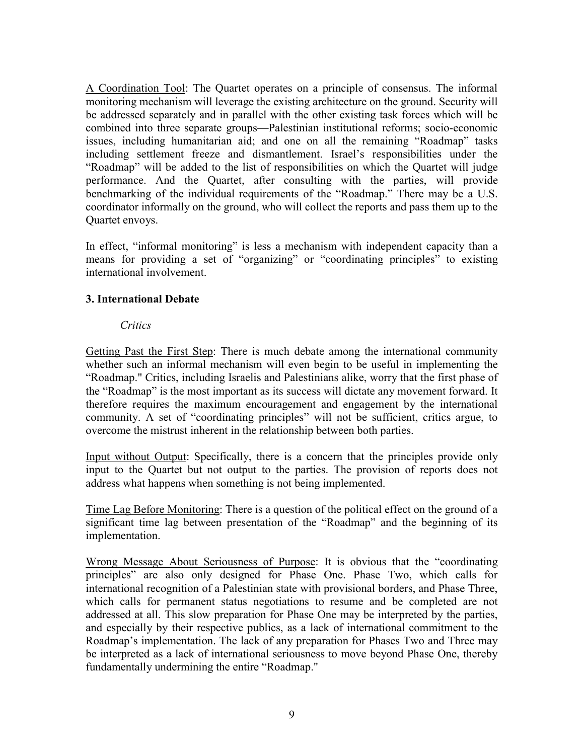A Coordination Tool: The Quartet operates on a principle of consensus. The informal monitoring mechanism will leverage the existing architecture on the ground. Security will be addressed separately and in parallel with the other existing task forces which will be combined into three separate groups—Palestinian institutional reforms; socio-economic issues, including humanitarian aid; and one on all the remaining "Roadmap" tasks including settlement freeze and dismantlement. Israel's responsibilities under the "Roadmap" will be added to the list of responsibilities on which the Quartet will judge performance. And the Quartet, after consulting with the parties, will provide benchmarking of the individual requirements of the "Roadmap." There may be a U.S. coordinator informally on the ground, who will collect the reports and pass them up to the Quartet envoys.

In effect, "informal monitoring" is less a mechanism with independent capacity than a means for providing a set of "organizing" or "coordinating principles" to existing international involvement.

### 3. International Debate

*Critics*

Getting Past the First Step: There is much debate among the international community whether such an informal mechanism will even begin to be useful in implementing the "Roadmap." Critics, including Israelis and Palestinians alike, worry that the first phase of the "Roadmap" is the most important as its success will dictate any movement forward. It therefore requires the maximum encouragement and engagement by the international community. A set of "coordinating principles" will not be sufficient, critics argue, to overcome the mistrust inherent in the relationship between both parties.

Input without Output: Specifically, there is a concern that the principles provide only input to the Quartet but not output to the parties. The provision of reports does not address what happens when something is not being implemented.

Time Lag Before Monitoring: There is a question of the political effect on the ground of a significant time lag between presentation of the "Roadmap" and the beginning of its implementation.

Wrong Message About Seriousness of Purpose: It is obvious that the "coordinating principles" are also only designed for Phase One. Phase Two, which calls for international recognition of a Palestinian state with provisional borders, and Phase Three, which calls for permanent status negotiations to resume and be completed are not addressed at all. This slow preparation for Phase One may be interpreted by the parties, and especially by their respective publics, as a lack of international commitment to the Roadmap's implementation. The lack of any preparation for Phases Two and Three may be interpreted as a lack of international seriousness to move beyond Phase One, thereby fundamentally undermining the entire "Roadmap."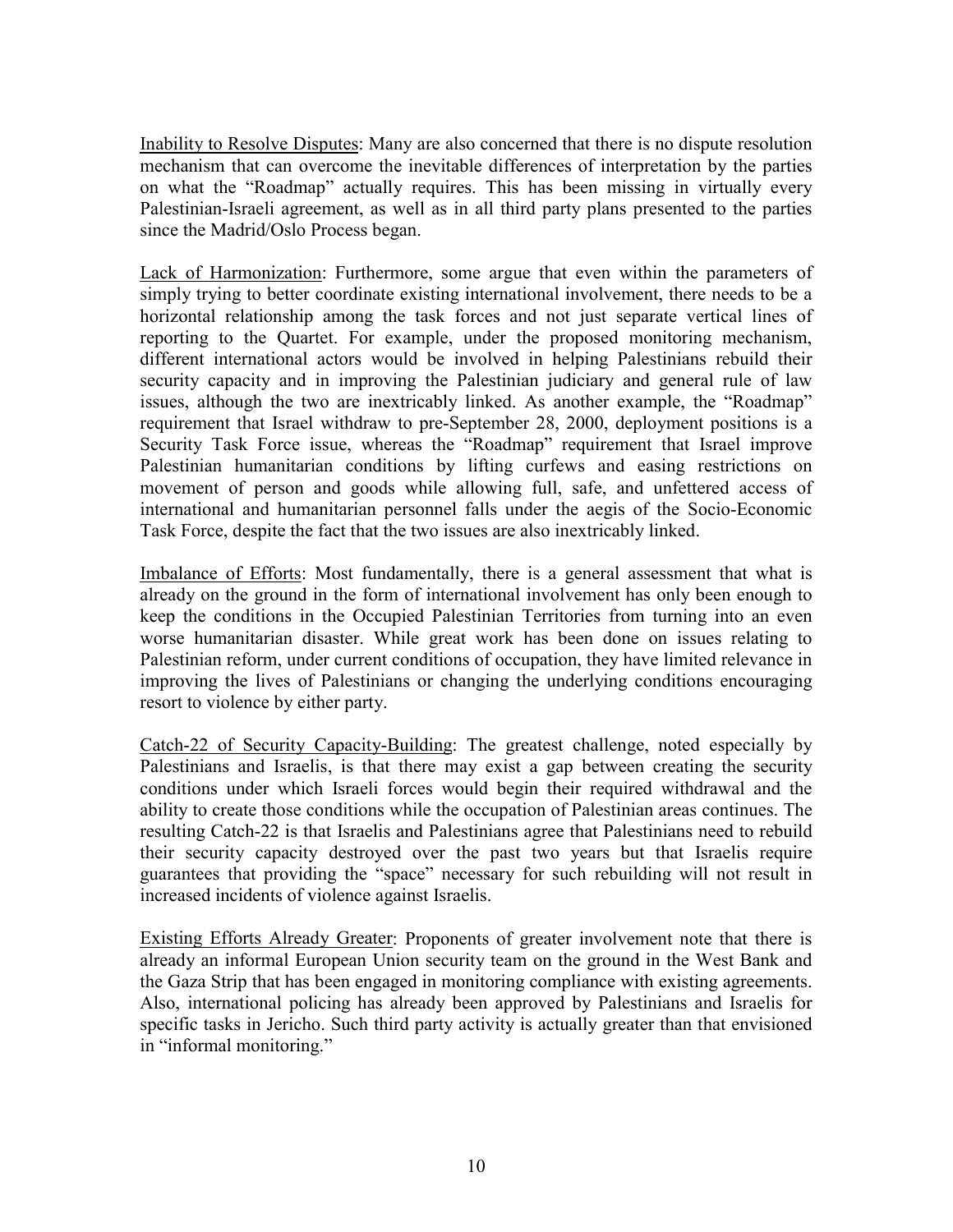<u>Inability to Resolve Disputes</u>: Many are also concerned that there is no dispute resolution mechanism that can overcome the inevitable differences of interpretation by the parties on what the "Roadmap" actually requires. This has been missing in virtually every Palestinian-Israeli agreement, as well as in all third party plans presented to the parties since the Madrid/Oslo Process began.

<u>Lack of Harmonization</u>: Furthermore, some argue that even within the parameters of simply trying to better coordinate existing international involvement, there needs to be a horizontal relationship among the task forces and not just separate vertical lines of reporting to the Quartet. For example, under the proposed monitoring mechanism, different international actors would be involved in helping Palestinians rebuild their security capacity and in improving the Palestinian judiciary and general rule of law issues, although the two are inextricably linked. As another example, the "Roadmap" requirement that Israel withdraw to pre-September 28, 2000, deployment positions is a Security Task Force issue, whereas the "Roadmap" requirement that Israel improve Palestinian humanitarian conditions by lifting curfews and easing restrictions on movement of person and goods while allowing full, safe, and unfettered access of international and humanitarian personnel falls under the aegis of the Socio-Economic Task Force, despite the fact that the two issues are also inextricably linked.

<u>Imbalance of Efforts</u>: Most fundamentally, there is a general assessment that what is already on the ground in the form of international involvement has only been enough to keep the conditions in the Occupied Palestinian Territories from turning into an even worse humanitarian disaster. While great work has been done on issues relating to Palestinian reform, under current conditions of occupation, they have limited relevance in improving the lives of Palestinians or changing the underlying conditions encouraging resort to violence by either party.

<u>Catch-22 of Security Capacity-Building</u>: The greatest challenge, noted especially by Palestinians and Israelis, is that there may exist a gap between creating the security conditions under which Israeli forces would begin their required withdrawal and the ability to create those conditions while the occupation of Palestinian areas continues. The resulting Catch-22 is that Israelis and Palestinians agree that Palestinians need to rebuild their security capacity destroyed over the past two years but that Israelis require guarantees that providing the "space" necessary for such rebuilding will not result in increased incidents of violence against Israelis.

<u>Existing Efforts Already Greater</u>: Proponents of greater involvement note that there is already an informal European Union security team on the ground in the West Bank and the Gaza Strip that has been engaged in monitoring compliance with existing agreements. Also, international policing has already been approved by Palestinians and Israelis for specific tasks in Jericho. Such third party activity is actually greater than that envisioned in "informal monitoring."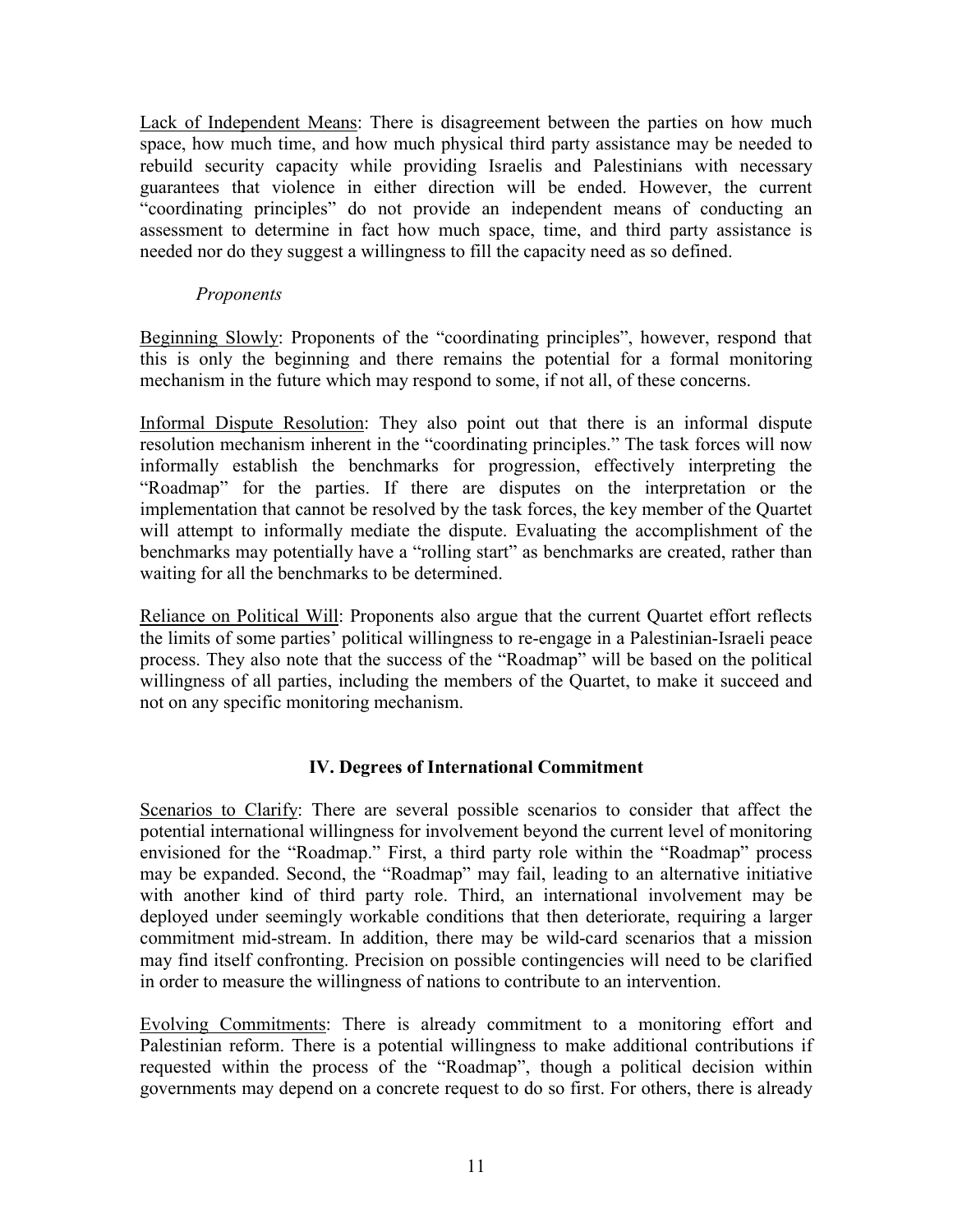Lack of Independent Means: There is disagreement between the parties on how much space, how much time, and how much physical third party assistance may be needed to rebuild security capacity while providing Israelis and Palestinians with necessary guarantees that violence in either direction will be ended. However, the current "coordinating principles" do not provide an independent means of conducting an assessment to determine in fact how much space, time, and third party assistance is needed nor do they suggest a willingness to fill the capacity need as so defined.

*Proponents*

Beginning Slowly: Proponents of the "coordinating principles", however, respond that this is only the beginning and there remains the potential for a formal monitoring mechanism in the future which may respond to some, if not all, of these concerns.

Informal Dispute Resolution: They also point out that there is an informal dispute resolution mechanism inherent in the "coordinating principles." The task forces will now informally establish the benchmarks for progression, effectively interpreting the "Roadmap" for the parties. If there are disputes on the interpretation or the implementation that cannot be resolved by the task forces, the key member of the Quartet will attempt to informally mediate the dispute. Evaluating the accomplishment of the benchmarks may potentially have a "rolling start" as benchmarks are created, rather than waiting for all the benchmarks to be determined.

Reliance on Political Will: Proponents also argue that the current Quartet effort reflects the limits of some parties' political willingness to re-engage in a Palestinian-Israeli peace process. They also note that the success of the "Roadmap" will be based on the political willingness of all parties, including the members of the Quartet, to make it succeed and not on any specific monitoring mechanism.

## IV. Degrees of International Commitment

Scenarios to Clarify: There are several possible scenarios to consider that affect the potential international willingness for involvement beyond the current level of monitoring envisioned for the "Roadmap." First, a third party role within the "Roadmap" process may be expanded. Second, the "Roadmap" may fail, leading to an alternative initiative with another kind of third party role. Third, an international involvement may be deployed under seemingly workable conditions that then deteriorate, requiring a larger commitment mid-stream. In addition, there may be wild-card scenarios that a mission may find itself confronting. Precision on possible contingencies will need to be clarified in order to measure the willingness of nations to contribute to an intervention.

Evolving Commitments: There is already commitment to a monitoring effort and Palestinian reform. There is a potential willingness to make additional contributions if requested within the process of the "Roadmap", though a political decision within governments may depend on a concrete request to do so first. For others, there is already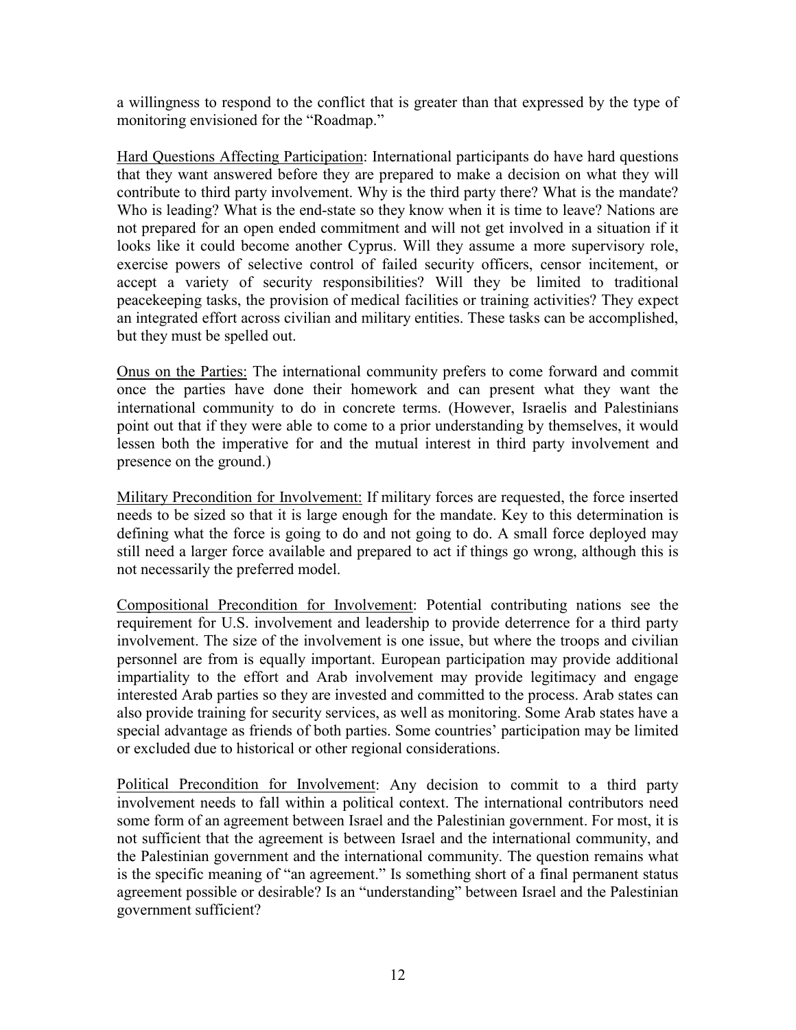a willingness to respond to the conflict that is greater than that expressed by the type of monitoring envisioned for the "Roadmap."

<u>Hard Questions Affecting Participation</u>: International participants do have hard questions that they want answered before they are prepared to make a decision on what they will contribute to third party involvement. Why is the third party there? What is the mandate? Who is leading? What is the end-state so they know when it is time to leave? Nations are not prepared for an open ended commitment and will not get involved in a situation if it looks like it could become another Cyprus. Will they assume a more supervisory role, exercise powers of selective control of failed security officers, censor incitement, or accept a variety of security responsibilities? Will they be limited to traditional peacekeeping tasks, the provision of medical facilities or training activities? They expect an integrated effort across civilian and military entities. These tasks can be accomplished, but they must be spelled out.

<u>Onus on the Parties:</u> The international community prefers to come forward and commit once the parties have done their homework and can present what they want the international community to do in concrete terms. (However, Israelis and Palestinians point out that if they were able to come to a prior understanding by themselves, it would lessen both the imperative for and the mutual interest in third party involvement and presence on the ground.)

<u>Military Precondition for Involvement:</u> If military forces are requested, the force inserted needs to be sized so that it is large enough for the mandate. Key to this determination is defining what the force is going to do and not going to do. A small force deployed may still need a larger force available and prepared to act if things go wrong, although this is not necessarily the preferred model.

<u>Compositional Precondition for Involvement</u>: Potential contributing nations see the requirement for U.S. involvement and leadership to provide deterrence for a third party involvement. The size of the involvement is one issue, but where the troops and civilian personnel are from is equally important. European participation may provide additional impartiality to the effort and Arab involvement may provide legitimacy and engage interested Arab parties so they are invested and committed to the process. Arab states can also provide training for security services, as well as monitoring. Some Arab states have a special advantage as friends of both parties. Some countries' participation may be limited or excluded due to historical or other regional considerations.

<u>Political Precondition for Involvement</u>: Any decision to commit to a third party involvement needs to fall within a political context. The international contributors need some form of an agreement between Israel and the Palestinian government. For most, it is not sufficient that the agreement is between Israel and the international community, and the Palestinian government and the international community. The question remains what is the specific meaning of "an agreement." Is something short of a final permanent status agreement possible or desirable? Is an "understanding" between Israel and the Palestinian government sufficient?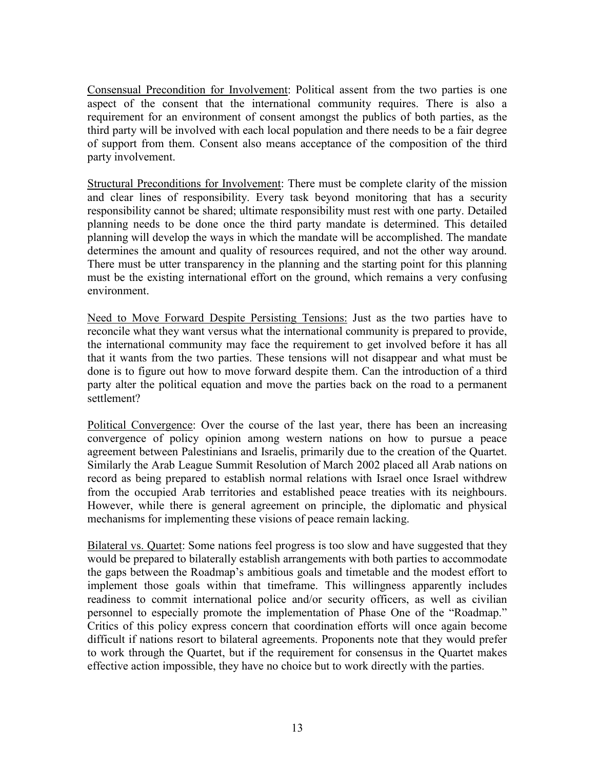<u>Consensual Precondition for Involvement</u>: Political assent from the two parties is one aspect of the consent that the international community requires. There is also a requirement for an environment of consent amongst the publics of both parties, as the third party will be involved with each local population and there needs to be a fair degree of support from them. Consent also means acceptance of the composition of the third party involvement.

<u>Structural Preconditions for Involvement</u>: There must be complete clarity of the mission and clear lines of responsibility. Every task beyond monitoring that has a security responsibility cannot be shared; ultimate responsibility must rest with one party. Detailed planning needs to be done once the third party mandate is determined. This detailed planning will develop the ways in which the mandate will be accomplished. The mandate determines the amount and quality of resources required, and not the other way around. There must be utter transparency in the planning and the starting point for this planning must be the existing international effort on the ground, which remains a very confusing environment.

<u>Need to Move Forward Despite Persisting Tensions:</u> Just as the two parties have to reconcile what they want versus what the international community is prepared to provide, the international community may face the requirement to get involved before it has all that it wants from the two parties. These tensions will not disappear and what must be done is to figure out how to move forward despite them. Can the introduction of a third party alter the political equation and move the parties back on the road to a permanent settlement?

<u>Political Convergence</u>: Over the course of the last year, there has been an increasing convergence of policy opinion among western nations on how to pursue a peace agreement between Palestinians and Israelis, primarily due to the creation of the Quartet. Similarly the Arab League Summit Resolution of March 2002 placed all Arab nations on record as being prepared to establish normal relations with Israel once Israel withdrew from the occupied Arab territories and established peace treaties with its neighbours. However, while there is general agreement on principle, the diplomatic and physical mechanisms for implementing these visions of peace remain lacking.

<u>Bilateral vs. Quartet</u>: Some nations feel progress is too slow and have suggested that they would be prepared to bilaterally establish arrangements with both parties to accommodate the gaps between the Roadmap's ambitious goals and timetable and the modest effort to implement those goals within that timeframe. This willingness apparently includes readiness to commit international police and/or security officers, as well as civilian personnel to especially promote the implementation of Phase One of the "Roadmap." Critics of this policy express concern that coordination efforts will once again become difficult if nations resort to bilateral agreements. Proponents note that they would prefer to work through the Quartet, but if the requirement for consensus in the Quartet makes effective action impossible, they have no choice but to work directly with the parties.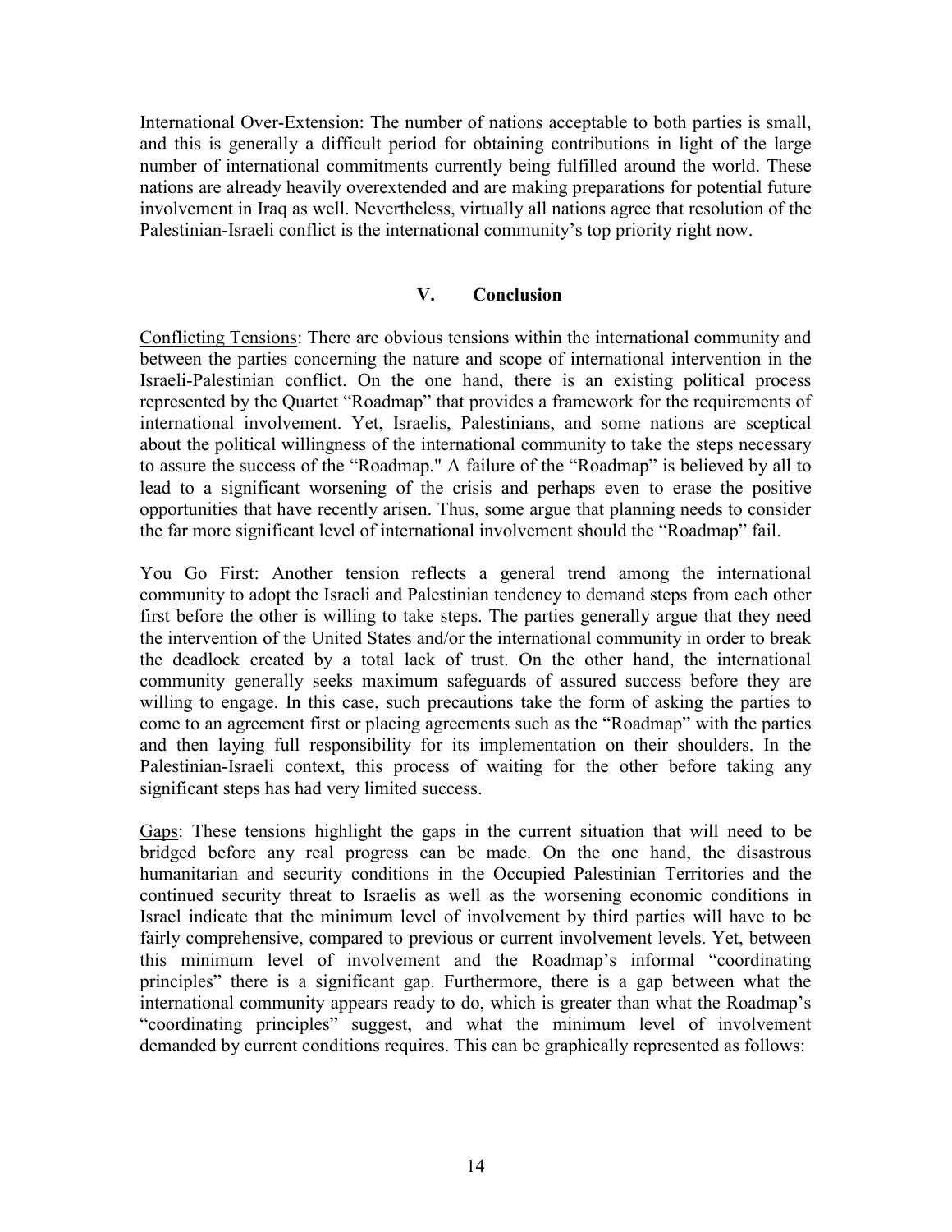International Over-Extension: The number of nations acceptable to both parties is small, and this is generally a difficult period for obtaining contributions in light of the large number of international commitments currently being fulfilled around the world. These nations are already heavily overextended and are making preparations for potential future involvement in Iraq as well. Nevertheless, virtually all nations agree that resolution of the Palestinian-Israeli conflict is the international community's top priority right now.

## V. Conclusion

Conflicting Tensions: There are obvious tensions within the international community and between the parties concerning the nature and scope of international intervention in the Israeli-Palestinian conflict. On the one hand, there is an existing political process represented by the Quartet "Roadmap" that provides a framework for the requirements of international involvement. Yet, Israelis, Palestinians, and some nations are sceptical about the political willingness of the international community to take the steps necessary to assure the success of the "Roadmap." A failure of the "Roadmap" is believed by all to lead to a significant worsening of the crisis and perhaps even to erase the positive opportunities that have recently arisen. Thus, some argue that planning needs to consider the far more significant level of international involvement should the "Roadmap" fail.

You Go First: Another tension reflects a general trend among the international community to adopt the Israeli and Palestinian tendency to demand steps from each other first before the other is willing to take steps. The parties generally argue that they need the intervention of the United States and/or the international community in order to break the deadlock created by a total lack of trust. On the other hand, the international community generally seeks maximum safeguards of assured success before they are willing to engage. In this case, such precautions take the form of asking the parties to come to an agreement first or placing agreements such as the "Roadmap" with the parties and then laying full responsibility for its implementation on their shoulders. In the Palestinian-Israeli context, this process of waiting for the other before taking any significant steps has had very limited success.

Gaps: These tensions highlight the gaps in the current situation that will need to be bridged before any real progress can be made. On the one hand, the disastrous humanitarian and security conditions in the Occupied Palestinian Territories and the continued security threat to Israelis as well as the worsening economic conditions in Israel indicate that the minimum level of involvement by third parties will have to be fairly comprehensive, compared to previous or current involvement levels. Yet, between this minimum level of involvement and the Roadmap's informal "coordinating principles" there is a significant gap. Furthermore, there is a gap between what the international community appears ready to do, which is greater than what the Roadmap's "coordinating principles" suggest, and what the minimum level of involvement demanded by current conditions requires. This can be graphically represented as follows: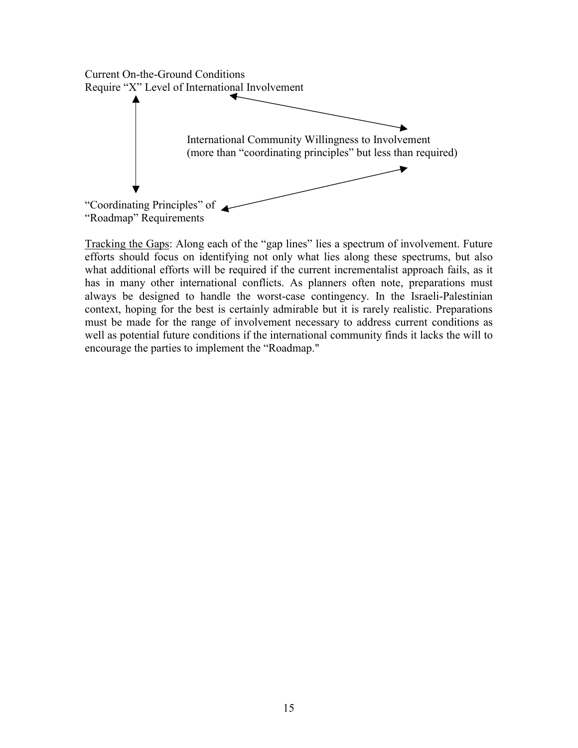Current On-the-Ground Conditions
Require "X" Level of International Involvement

International Community Willingness to Involvement
(more than "coordinating principles" but less than required)

"Coordinating Principles" of
"Roadmap" Requirements

Tracking the Gaps: Along each of the "gap lines" lies a spectrum of involvement. Future efforts should focus on identifying not only what lies along these spectrums, but also what additional efforts will be required if the current incrementalist approach fails, as it has in many other international conflicts. As planners often note, preparations must always be designed to handle the worst-case contingency. In the Israeli-Palestinian context, hoping for the best is certainly admirable but it is rarely realistic. Preparations must be made for the range of involvement necessary to address current conditions as well as potential future conditions if the international community finds it lacks the will to encourage the parties to implement the "Roadmap."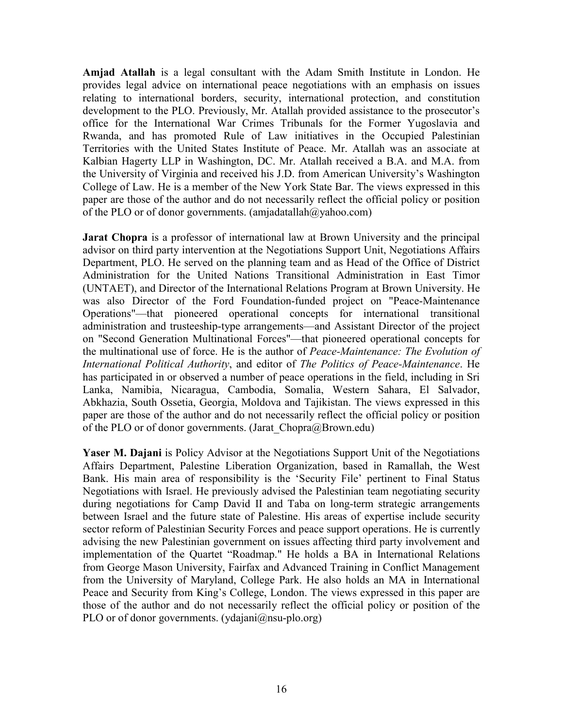**Amjad Atallah** is a legal consultant with the Adam Smith Institute in London. He provides legal advice on international peace negotiations with an emphasis on issues relating to international borders, security, international protection, and constitution development to the PLO. Previously, Mr. Atallah provided assistance to the prosecutor's office for the International War Crimes Tribunals for the Former Yugoslavia and Rwanda, and has promoted Rule of Law initiatives in the Occupied Palestinian Territories with the United States Institute of Peace. Mr. Atallah was an associate at Kalbian Hagerty LLP in Washington, DC. Mr. Atallah received a B.A. and M.A. from the University of Virginia and received his J.D. from American University's Washington College of Law. He is a member of the New York State Bar. The views expressed in this paper are those of the author and do not necessarily reflect the official policy or position of the PLO or of donor governments. (amjadatallah@yahoo.com)

**Jarat Chopra** is a professor of international law at Brown University and the principal advisor on third party intervention at the Negotiations Support Unit, Negotiations Affairs Department, PLO. He served on the planning team and as Head of the Office of District Administration for the United Nations Transitional Administration in East Timor (UNTAET), and Director of the International Relations Program at Brown University. He was also Director of the Ford Foundation-funded project on "Peace-Maintenance Operations"—that pioneered operational concepts for international transitional administration and trusteeship-type arrangements—and Assistant Director of the project on "Second Generation Multinational Forces"—that pioneered operational concepts for the multinational use of force. He is the author of *Peace-Maintenance: The Evolution of International Political Authority*, and editor of *The Politics of Peace-Maintenance*. He has participated in or observed a number of peace operations in the field, including in Sri Lanka, Namibia, Nicaragua, Cambodia, Somalia, Western Sahara, El Salvador, Abkhazia, South Ossetia, Georgia, Moldova and Tajikistan. The views expressed in this paper are those of the author and do not necessarily reflect the official policy or position of the PLO or of donor governments. (Jarat_Chopra@Brown.edu)

**Yaser M. Dajani** is Policy Advisor at the Negotiations Support Unit of the Negotiations Affairs Department, Palestine Liberation Organization, based in Ramallah, the West Bank. His main area of responsibility is the 'Security File' pertinent to Final Status Negotiations with Israel. He previously advised the Palestinian team negotiating security during negotiations for Camp David II and Taba on long-term strategic arrangements between Israel and the future state of Palestine. His areas of expertise include security sector reform of Palestinian Security Forces and peace support operations. He is currently advising the new Palestinian government on issues affecting third party involvement and implementation of the Quartet "Roadmap." He holds a BA in International Relations from George Mason University, Fairfax and Advanced Training in Conflict Management from the University of Maryland, College Park. He also holds an MA in International Peace and Security from King's College, London. The views expressed in this paper are those of the author and do not necessarily reflect the official policy or position of the PLO or of donor governments. (ydajani@nsu-plo.org)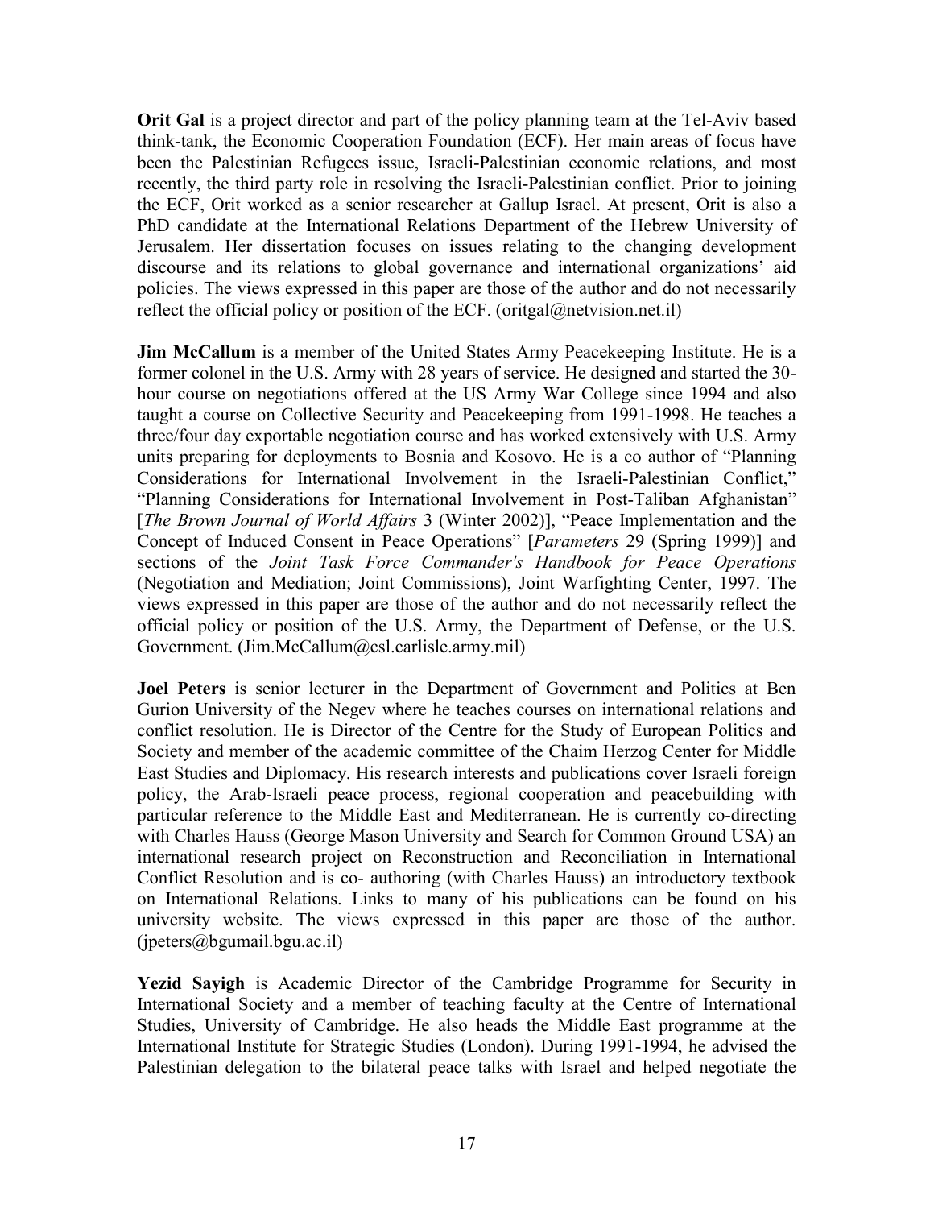**Orit Gal** is a project director and part of the policy planning team at the Tel-Aviv based think-tank, the Economic Cooperation Foundation (ECF). Her main areas of focus have been the Palestinian Refugees issue, Israeli-Palestinian economic relations, and most recently, the third party role in resolving the Israeli-Palestinian conflict. Prior to joining the ECF, Orit worked as a senior researcher at Gallup Israel. At present, Orit is also a PhD candidate at the International Relations Department of the Hebrew University of Jerusalem. Her dissertation focuses on issues relating to the changing development discourse and its relations to global governance and international organizations' aid policies. The views expressed in this paper are those of the author and do not necessarily reflect the official policy or position of the ECF. (oritgal@netvision.net.il)

**Jim McCallum** is a member of the United States Army Peacekeeping Institute. He is a former colonel in the U.S. Army with 28 years of service. He designed and started the 30-hour course on negotiations offered at the US Army War College since 1994 and also taught a course on Collective Security and Peacekeeping from 1991-1998. He teaches a three/four day exportable negotiation course and has worked extensively with U.S. Army units preparing for deployments to Bosnia and Kosovo. He is a co author of "Planning Considerations for International Involvement in the Israeli-Palestinian Conflict," "Planning Considerations for International Involvement in Post-Taliban Afghanistan" [*The Brown Journal of World Affairs* 3 (Winter 2002)], "Peace Implementation and the Concept of Induced Consent in Peace Operations" [*Parameters* 29 (Spring 1999)] and sections of the *Joint Task Force Commander's Handbook for Peace Operations* (Negotiation and Mediation; Joint Commissions), Joint Warfighting Center, 1997. The views expressed in this paper are those of the author and do not necessarily reflect the official policy or position of the U.S. Army, the Department of Defense, or the U.S. Government. (Jim.McCallum@csl.carlisle.army.mil)

**Joel Peters** is senior lecturer in the Department of Government and Politics at Ben Gurion University of the Negev where he teaches courses on international relations and conflict resolution. He is Director of the Centre for the Study of European Politics and Society and member of the academic committee of the Chaim Herzog Center for Middle East Studies and Diplomacy. His research interests and publications cover Israeli foreign policy, the Arab-Israeli peace process, regional cooperation and peacebuilding with particular reference to the Middle East and Mediterranean. He is currently co-directing with Charles Hauss (George Mason University and Search for Common Ground USA) an international research project on Reconstruction and Reconciliation in International Conflict Resolution and is co- authoring (with Charles Hauss) an introductory textbook on International Relations. Links to many of his publications can be found on his university website. The views expressed in this paper are those of the author. (jpeters@bgumail.bgu.ac.il)

**Yezid Sayigh** is Academic Director of the Cambridge Programme for Security in International Society and a member of teaching faculty at the Centre of International Studies, University of Cambridge. He also heads the Middle East programme at the International Institute for Strategic Studies (London). During 1991-1994, he advised the Palestinian delegation to the bilateral peace talks with Israel and helped negotiate the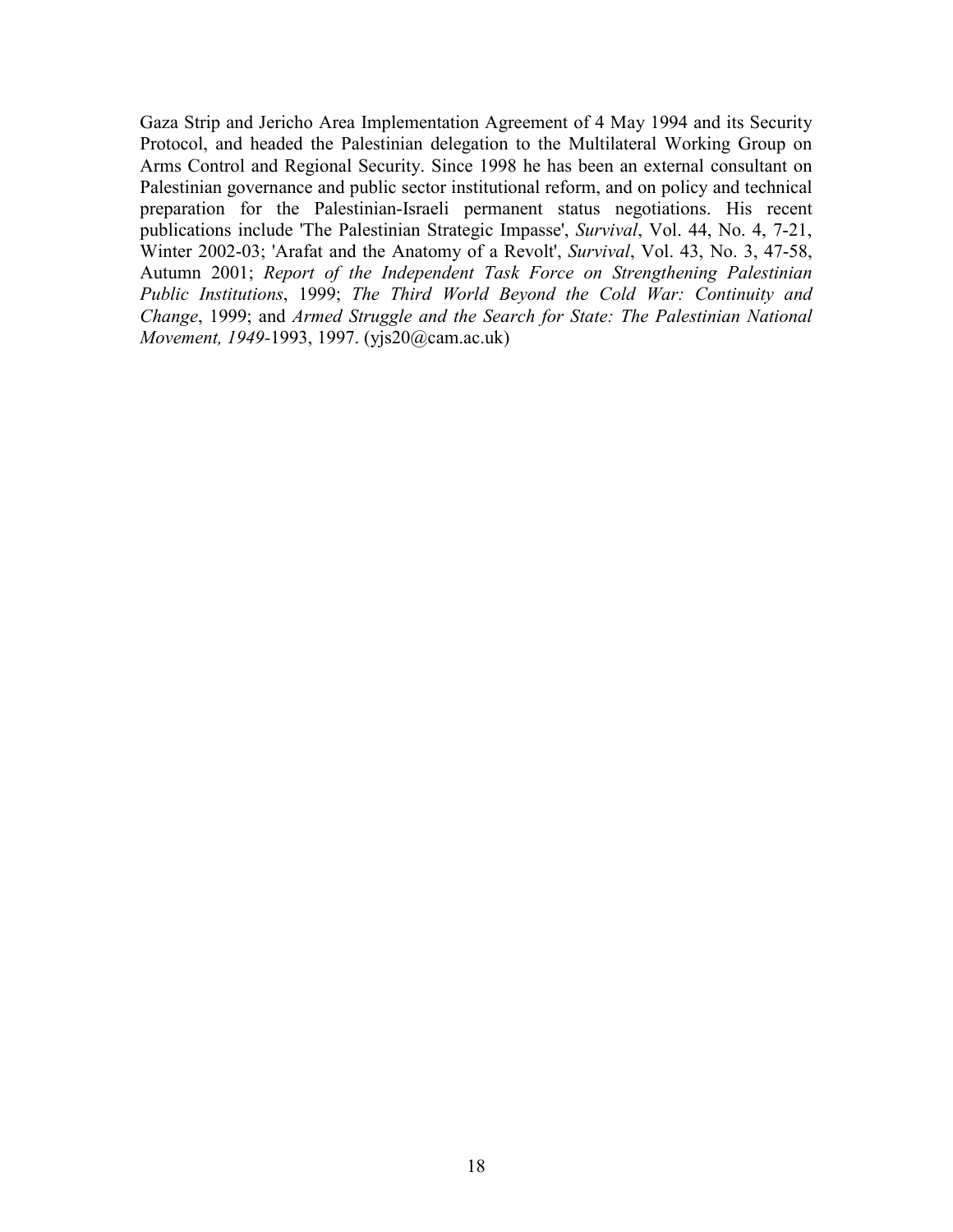Gaza Strip and Jericho Area Implementation Agreement of 4 May 1994 and its Security Protocol, and headed the Palestinian delegation to the Multilateral Working Group on Arms Control and Regional Security. Since 1998 he has been an external consultant on Palestinian governance and public sector institutional reform, and on policy and technical preparation for the Palestinian-Israeli permanent status negotiations. His recent publications include 'The Palestinian Strategic Impasse', *Survival*, Vol. 44, No. 4, 7-21, Winter 2002-03; 'Arafat and the Anatomy of a Revolt', *Survival*, Vol. 43, No. 3, 47-58, Autumn 2001; *Report of the Independent Task Force on Strengthening Palestinian Public Institutions*, 1999; *The Third World Beyond the Cold War: Continuity and Change*, 1999; and *Armed Struggle and the Search for State: The Palestinian National Movement, 1949*-1993, 1997. (yjs20@cam.ac.uk)